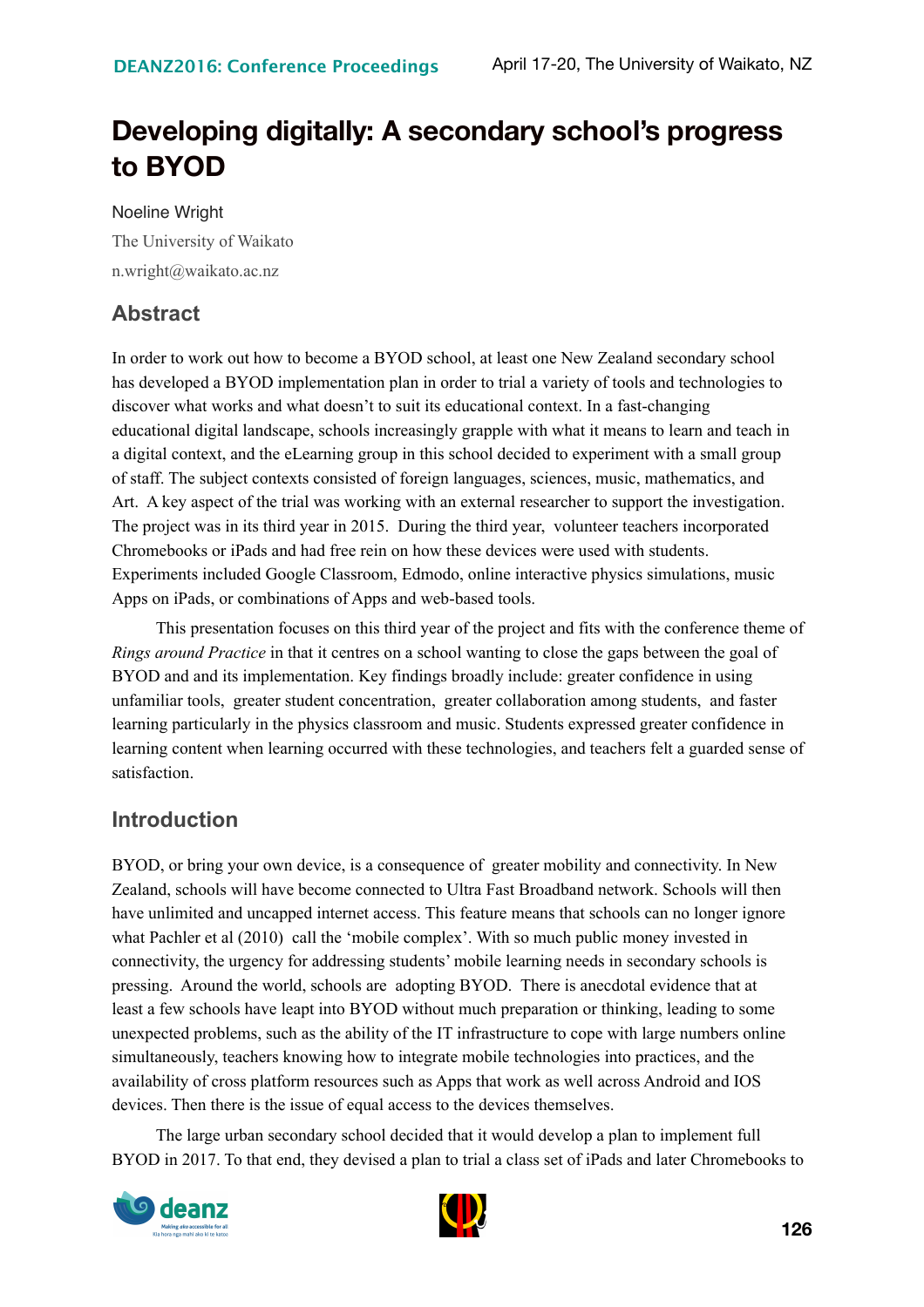# Developing digitally: A secondary school's progress to BYOD

Noeline Wright

The University of Waikato

n.wright@waikato.ac.nz

## Abstract

In order to work out how to become a BYOD school, at least one New Zealand secondary school has developed a BYOD implementation plan in order to trial a variety of tools and technologies to discover what works and what doesn't to suit its educational context. In a fast-changing educational digital landscape, schools increasingly grapple with what it means to learn and teach in a digital context, and the eLearning group in this school decided to experiment with a small group of staff. The subject contexts consisted of foreign languages, sciences, music, mathematics, and Art. A key aspect of the trial was working with an external researcher to support the investigation. The project was in its third year in 2015. During the third year, volunteer teachers incorporated Chromebooks or iPads and had free rein on how these devices were used with students. Experiments included Google Classroom, Edmodo, online interactive physics simulations, music Apps on iPads, or combinations of Apps and web-based tools.

This presentation focuses on this third year of the project and fits with the conference theme of *Rings around Practice* in that it centres on a school wanting to close the gaps between the goal of BYOD and and its implementation. Key findings broadly include: greater confidence in using unfamiliar tools, greater student concentration, greater collaboration among students, and faster learning particularly in the physics classroom and music. Students expressed greater confidence in learning content when learning occurred with these technologies, and teachers felt a guarded sense of satisfaction.

## Introduction

BYOD, or bring your own device, is a consequence of greater mobility and connectivity. In New Zealand, schools will have become connected to Ultra Fast Broadband network. Schools will then have unlimited and uncapped internet access. This feature means that schools can no longer ignore what Pachler et al (2010) call the 'mobile complex'. With so much public money invested in connectivity, the urgency for addressing students' mobile learning needs in secondary schools is pressing. Around the world, schools are adopting BYOD. There is anecdotal evidence that at least a few schools have leapt into BYOD without much preparation or thinking, leading to some unexpected problems, such as the ability of the IT infrastructure to cope with large numbers online simultaneously, teachers knowing how to integrate mobile technologies into practices, and the availability of cross platform resources such as Apps that work as well across Android and IOS devices. Then there is the issue of equal access to the devices themselves.

The large urban secondary school decided that it would develop a plan to implement full BYOD in 2017. To that end, they devised a plan to trial a class set of iPads and later Chromebooks to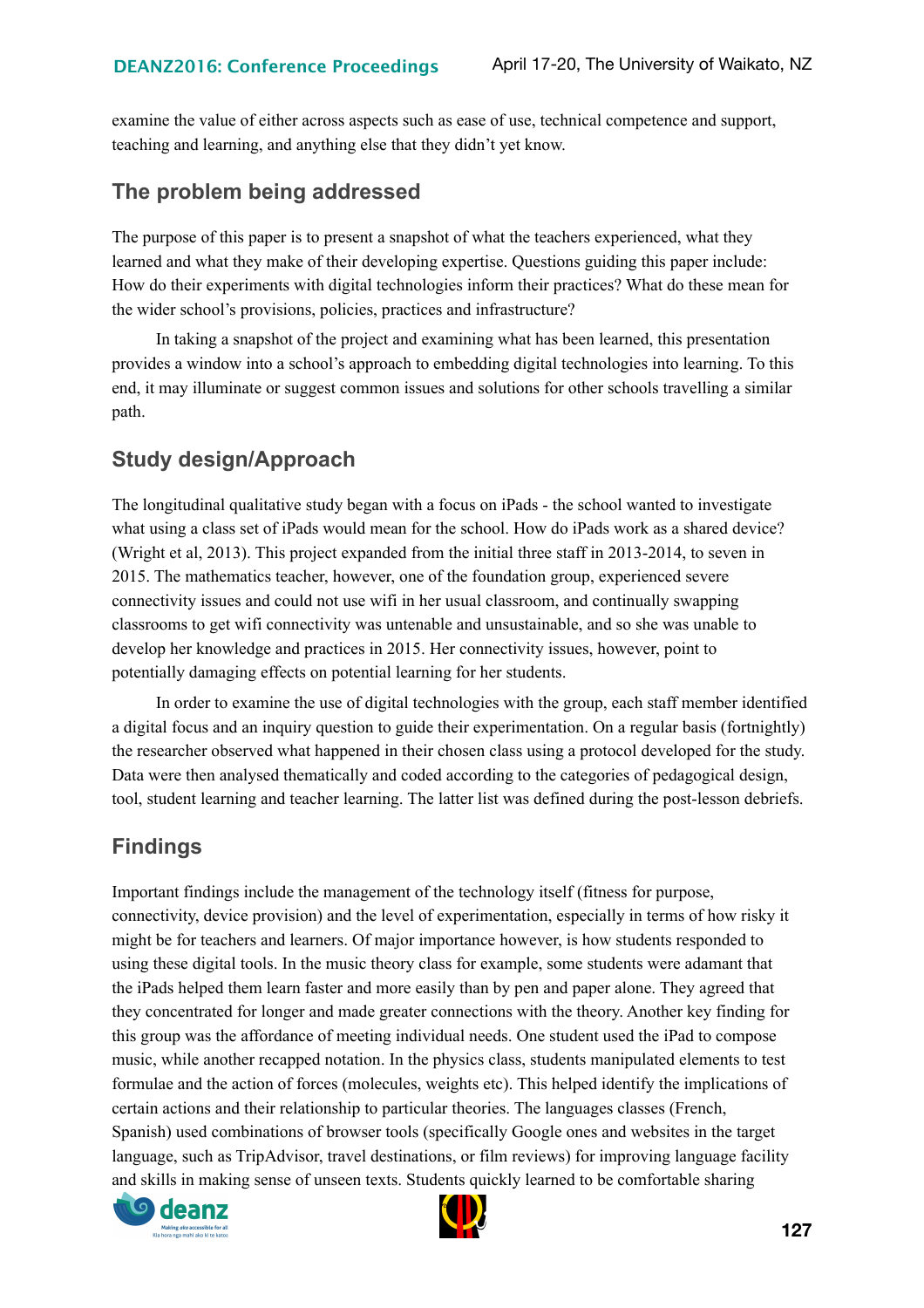examine the value of either across aspects such as ease of use, technical competence and support, teaching and learning, and anything else that they didn't yet know.

## The problem being addressed

The purpose of this paper is to present a snapshot of what the teachers experienced, what they learned and what they make of their developing expertise. Questions guiding this paper include: How do their experiments with digital technologies inform their practices? What do these mean for the wider school's provisions, policies, practices and infrastructure?

In taking a snapshot of the project and examining what has been learned, this presentation provides a window into a school's approach to embedding digital technologies into learning. To this end, it may illuminate or suggest common issues and solutions for other schools travelling a similar path.

## Study design/Approach

The longitudinal qualitative study began with a focus on iPads - the school wanted to investigate what using a class set of iPads would mean for the school. How do iPads work as a shared device? (Wright et al, 2013). This project expanded from the initial three staff in 2013-2014, to seven in 2015. The mathematics teacher, however, one of the foundation group, experienced severe connectivity issues and could not use wifi in her usual classroom, and continually swapping classrooms to get wifi connectivity was untenable and unsustainable, and so she was unable to develop her knowledge and practices in 2015. Her connectivity issues, however, point to potentially damaging effects on potential learning for her students.

In order to examine the use of digital technologies with the group, each staff member identified a digital focus and an inquiry question to guide their experimentation. On a regular basis (fortnightly) the researcher observed what happened in their chosen class using a protocol developed for the study. Data were then analysed thematically and coded according to the categories of pedagogical design, tool, student learning and teacher learning. The latter list was defined during the post-lesson debriefs.

## Findings

Important findings include the management of the technology itself (fitness for purpose, connectivity, device provision) and the level of experimentation, especially in terms of how risky it might be for teachers and learners. Of major importance however, is how students responded to using these digital tools. In the music theory class for example, some students were adamant that the iPads helped them learn faster and more easily than by pen and paper alone. They agreed that they concentrated for longer and made greater connections with the theory. Another key finding for this group was the affordance of meeting individual needs. One student used the iPad to compose music, while another recapped notation. In the physics class, students manipulated elements to test formulae and the action of forces (molecules, weights etc). This helped identify the implications of certain actions and their relationship to particular theories. The languages classes (French, Spanish) used combinations of browser tools (specifically Google ones and websites in the target language, such as TripAdvisor, travel destinations, or film reviews) for improving language facility and skills in making sense of unseen texts. Students quickly learned to be comfortable sharing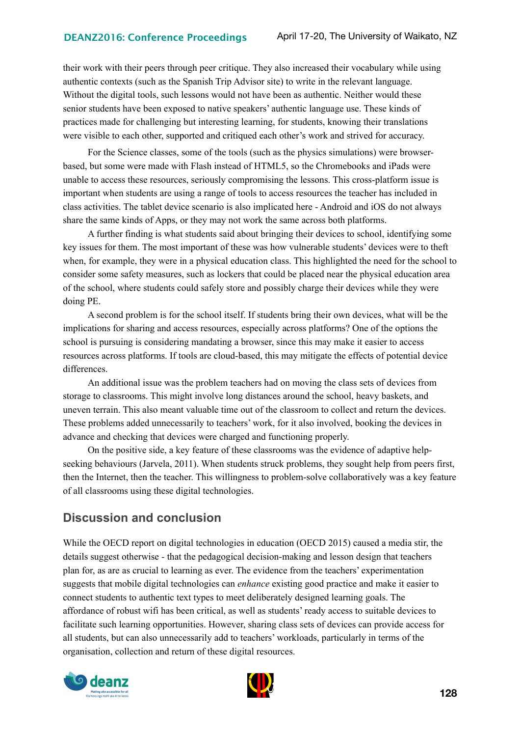their work with their peers through peer critique. They also increased their vocabulary while using authentic contexts (such as the Spanish Trip Advisor site) to write in the relevant language. Without the digital tools, such lessons would not have been as authentic. Neither would these senior students have been exposed to native speakers' authentic language use. These kinds of practices made for challenging but interesting learning, for students, knowing their translations were visible to each other, supported and critiqued each other's work and strived for accuracy.

For the Science classes, some of the tools (such as the physics simulations) were browser-based, but some were made with Flash instead of HTML5, so the Chromebooks and iPads were unable to access these resources, seriously compromising the lessons. This cross-platform issue is important when students are using a range of tools to access resources the teacher has included in class activities. The tablet device scenario is also implicated here - Android and iOS do not always share the same kinds of Apps, or they may not work the same across both platforms.

A further finding is what students said about bringing their devices to school, identifying some key issues for them. The most important of these was how vulnerable students' devices were to theft when, for example, they were in a physical education class. This highlighted the need for the school to consider some safety measures, such as lockers that could be placed near the physical education area of the school, where students could safely store and possibly charge their devices while they were doing PE.

A second problem is for the school itself. If students bring their own devices, what will be the implications for sharing and access resources, especially across platforms? One of the options the school is pursuing is considering mandating a browser, since this may make it easier to access resources across platforms. If tools are cloud-based, this may mitigate the effects of potential device differences.

An additional issue was the problem teachers had on moving the class sets of devices from storage to classrooms. This might involve long distances around the school, heavy baskets, and uneven terrain. This also meant valuable time out of the classroom to collect and return the devices. These problems added unnecessarily to teachers' work, for it also involved, booking the devices in advance and checking that devices were charged and functioning properly.

On the positive side, a key feature of these classrooms was the evidence of adaptive help-seeking behaviours (Jarvela, 2011). When students struck problems, they sought help from peers first, then the Internet, then the teacher. This willingness to problem-solve collaboratively was a key feature of all classrooms using these digital technologies.

## Discussion and conclusion

While the OECD report on digital technologies in education (OECD 2015) caused a media stir, the details suggest otherwise - that the pedagogical decision-making and lesson design that teachers plan for, as are as crucial to learning as ever. The evidence from the teachers' experimentation suggests that mobile digital technologies can *enhance* existing good practice and make it easier to connect students to authentic text types to meet deliberately designed learning goals. The affordance of robust wifi has been critical, as well as students' ready access to suitable devices to facilitate such learning opportunities. However, sharing class sets of devices can provide access for all students, but can also unnecessarily add to teachers' workloads, particularly in terms of the organisation, collection and return of these digital resources.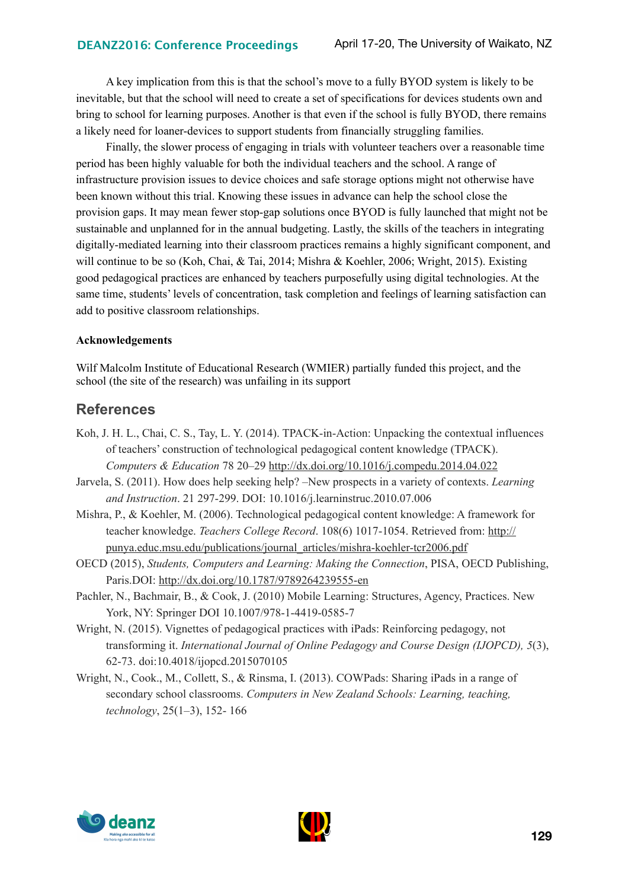A key implication from this is that the school's move to a fully BYOD system is likely to be inevitable, but that the school will need to create a set of specifications for devices students own and bring to school for learning purposes. Another is that even if the school is fully BYOD, there remains a likely need for loaner-devices to support students from financially struggling families.

Finally, the slower process of engaging in trials with volunteer teachers over a reasonable time period has been highly valuable for both the individual teachers and the school. A range of infrastructure provision issues to device choices and safe storage options might not otherwise have been known without this trial. Knowing these issues in advance can help the school close the provision gaps. It may mean fewer stop-gap solutions once BYOD is fully launched that might not be sustainable and unplanned for in the annual budgeting. Lastly, the skills of the teachers in integrating digitally-mediated learning into their classroom practices remains a highly significant component, and will continue to be so (Koh, Chai, & Tai, 2014; Mishra & Koehler, 2006; Wright, 2015). Existing good pedagogical practices are enhanced by teachers purposefully using digital technologies. At the same time, students' levels of concentration, task completion and feelings of learning satisfaction can add to positive classroom relationships.

**Acknowledgements**

Wilf Malcolm Institute of Educational Research (WMIER) partially funded this project, and the school (the site of the research) was unfailing in its support

## References

Koh, J. H. L., Chai, C. S., Tay, L. Y. (2014). TPACK-in-Action: Unpacking the contextual influences of teachers' construction of technological pedagogical content knowledge (TPACK). *Computers & Education* 78 20–29 http://dx.doi.org/10.1016/j.compedu.2014.04.022

Jarvela, S. (2011). How does help seeking help? –New prospects in a variety of contexts. *Learning and Instruction*. 21 297-299. DOI: 10.1016/j.learninstruc.2010.07.006

Mishra, P., & Koehler, M. (2006). Technological pedagogical content knowledge: A framework for teacher knowledge. *Teachers College Record*. 108(6) 1017-1054. Retrieved from: http://punya.educ.msu.edu/publications/journal_articles/mishra-koehler-tcr2006.pdf

OECD (2015), *Students, Computers and Learning: Making the Connection*, PISA, OECD Publishing, Paris.DOI: http://dx.doi.org/10.1787/9789264239555-en

Pachler, N., Bachmair, B., & Cook, J. (2010) Mobile Learning: Structures, Agency, Practices. New York, NY: Springer DOI 10.1007/978-1-4419-0585-7

Wright, N. (2015). Vignettes of pedagogical practices with iPads: Reinforcing pedagogy, not transforming it. *International Journal of Online Pedagogy and Course Design (IJOPCD), 5*(3), 62-73. doi:10.4018/ijopcd.2015070105

Wright, N., Cook., M., Collett, S., & Rinsma, I. (2013). COWPads: Sharing iPads in a range of secondary school classrooms. *Computers in New Zealand Schools: Learning, teaching, technology*, 25(1–3), 152- 166